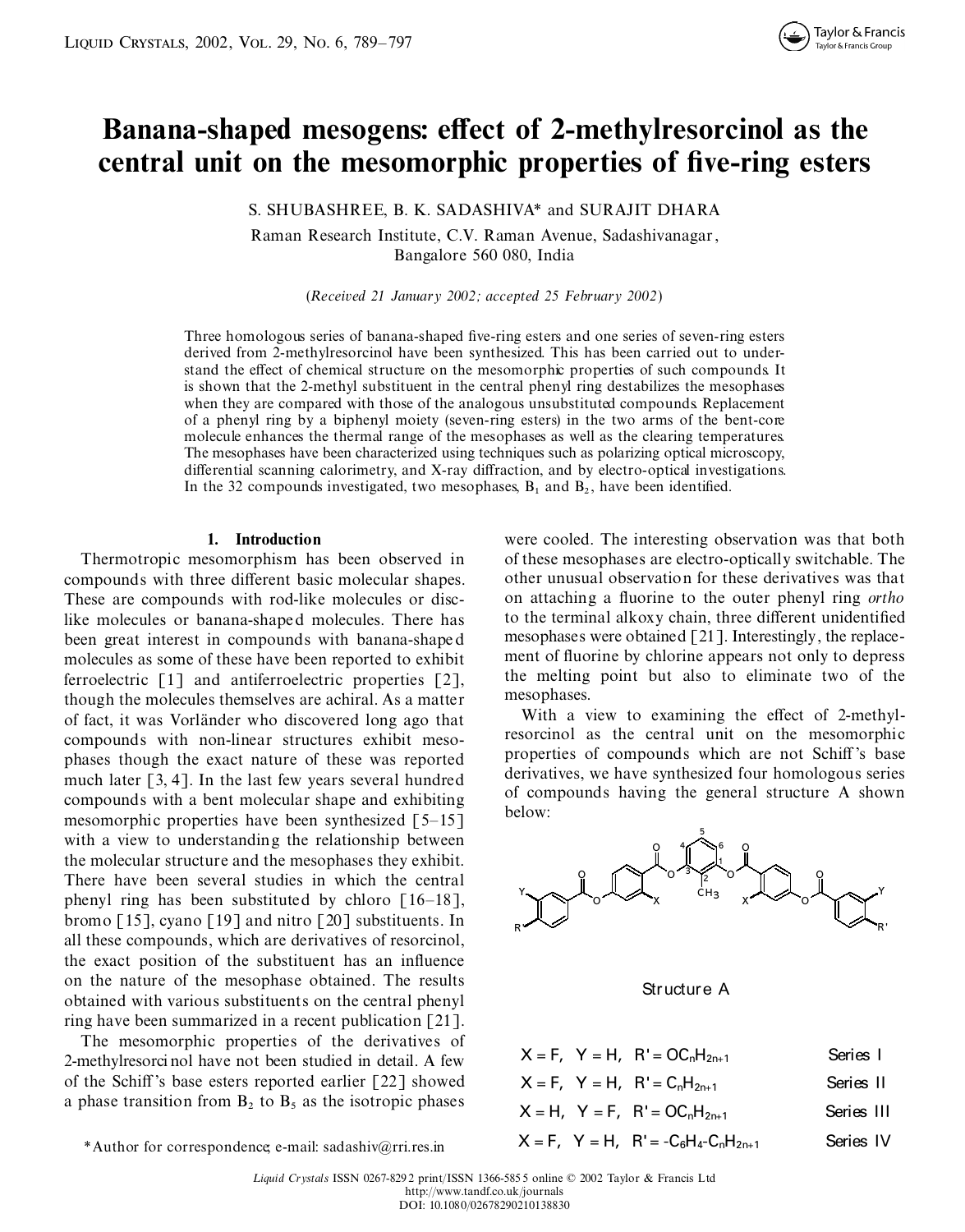# Banana-shaped mesogens: effect of 2-methylresorcinol as the central unit on the mesomorphic properties of five-ring esters

S. SHUBASHREE, B. K. SADASHIVA* and SURAJIT DHARA

Raman Research Institute, C.V. Raman Avenue, Sadashivanagar, Bangalore 560 080, India

(*Received 21 January 2002; accepted 25 February 2002*)

Three homologous series of banana-shaped five-ring esters and one series of seven-ring esters derived from 2-methylresorcinol have been synthesized. This has been carried out to understand the effect of chemical structure on the mesomorphic properties of such compounds. It is shown that the 2-methyl substituent in the central phenyl ring destabilizes the mesophases when they are compared with those of the analogous unsubstituted compounds. Replacement of a phenyl ring by a biphenyl moiety (seven-ring esters) in the two arms of the bent-core molecule enhances the thermal range of the mesophases as well as the clearing temperatures. The mesophases have been characterized using techniques such as polarizing optical microscopy, differential scanning calorimetry, and X-ray diffraction, and by electro-optical investigations. In the 32 compounds investigated, two mesophases, $B_1$ and $B_2$, have been identified.

## 1. Introduction

Thermotropic mesomorphism has been observed in compounds with three different basic molecular shapes. These are compounds with rod-like molecules or disc-like molecules or banana-shaped molecules. There has been great interest in compounds with banana-shaped molecules as some of these have been reported to exhibit ferroelectric [1] and antiferroelectric properties [2], though the molecules themselves are achiral. As a matter of fact, it was Vorländer who discovered long ago that compounds with non-linear structures exhibit mesophases though the exact nature of these was reported much later [3, 4]. In the last few years several hundred compounds with a bent molecular shape and exhibiting mesomorphic properties have been synthesized [5–15] with a view to understanding the relationship between the molecular structure and the mesophases they exhibit. There have been several studies in which the central phenyl ring has been substituted by chloro [16–18], bromo [15], cyano [19] and nitro [20] substituents. In all these compounds, which are derivatives of resorcinol, the exact position of the substituent has an influence on the nature of the mesophase obtained. The results obtained with various substituents on the central phenyl ring have been summarized in a recent publication [21].

The mesomorphic properties of the derivatives of 2-methylresorcinol have not been studied in detail. A few of the Schiff's base esters reported earlier [22] showed a phase transition from $B_2$ to $B_5$ as the isotropic phases were cooled. The interesting observation was that both of these mesophases are electro-optically switchable. The other unusual observation for these derivatives was that on attaching a fluorine to the outer phenyl ring *ortho* to the terminal alkoxy chain, three different unidentified mesophases were obtained [21]. Interestingly, the replacement of fluorine by chlorine appears not only to depress the melting point but also to eliminate two of the mesophases.

With a view to examining the effect of 2-methylresorcinol as the central unit on the mesomorphic properties of compounds which are not Schiff's base derivatives, we have synthesized four homologous series of compounds having the general structure A shown below:

Structure A

| | |
|---|---|
| X = F, Y = H, R' = $OC_nH_{2n+1}$ | Series I |
| X = F, Y = H, R' = $C_nH_{2n+1}$ | Series II |
| X = H, Y = F, R' = $OC_nH_{2n+1}$ | Series III |
| X = F, Y = H, R' = -$C_6H_4$-$C_nH_{2n+1}$ | Series IV |

*Author for correspondence; e-mail: sadashiv@rri.res.in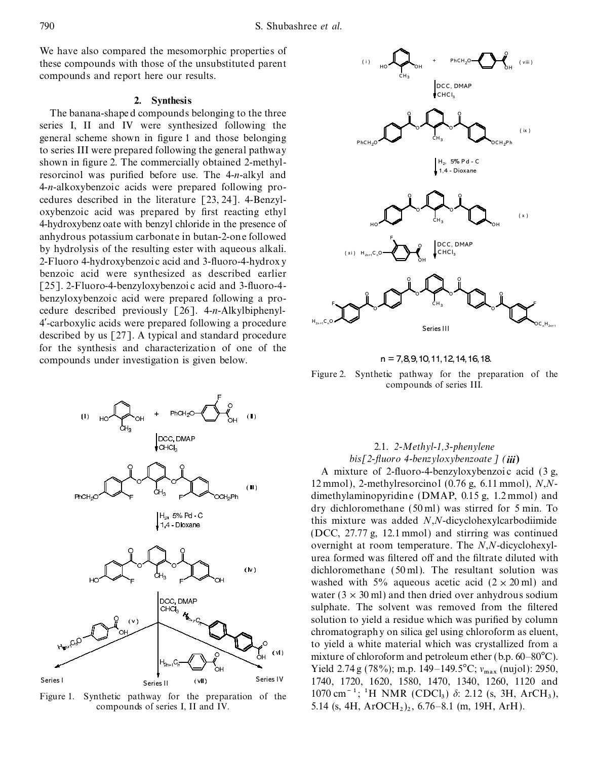We have also compared the mesomorphic properties of these compounds with those of the unsubstituted parent compounds and report here our results.

## 2. Synthesis

The banana-shaped compounds belonging to the three series I, II and IV were synthesized following the general scheme shown in figure 1 and those belonging to series III were prepared following the general pathway shown in figure 2. The commercially obtained 2-methylresorcinol was purified before use. The 4-*n*-alkyl and 4-*n*-alkoxybenzoic acids were prepared following procedures described in the literature [23, 24]. 4-Benzyloxybenzoic acid was prepared by first reacting ethyl 4-hydroxybenzoate with benzyl chloride in the presence of anhydrous potassium carbonate in butan-2-one followed by hydrolysis of the resulting ester with aqueous alkali. 2-Fluoro 4-hydroxybenzoic acid and 3-fluoro-4-hydroxy benzoic acid were synthesized as described earlier [25]. 2-Fluoro-4-benzyloxybenzoic acid and 3-fluoro-4-benzyloxybenzoic acid were prepared following a procedure described previously [26]. 4-*n*-Alkylbiphenyl-4′-carboxylic acids were prepared following a procedure described by us [27]. A typical and standard procedure for the synthesis and characterization of one of the compounds under investigation is given below.

Figure 1. Synthetic pathway for the preparation of the compounds of series I, II and IV.

$n = 7, 8, 9, 10, 11, 12, 14, 16, 18.$

Figure 2. Synthetic pathway for the preparation of the compounds of series III.

### 2.1. *2-Methyl-1,3-phenylene bis[2-fluoro 4-benzyloxybenzoate] (**iii**)*

A mixture of 2-fluoro-4-benzyloxybenzoic acid (3 g, 12 mmol), 2-methylresorcinol (0.76 g, 6.11 mmol), *N*,*N*-dimethylaminopyridine (DMAP, 0.15 g, 1.2 mmol) and dry dichloromethane (50 ml) was stirred for 5 min. To this mixture was added *N*,*N*-dicyclohexylcarbodiimide (DCC, 27.77 g, 12.1 mmol) and stirring was continued overnight at room temperature. The *N*,*N*-dicyclohexylurea formed was filtered off and the filtrate diluted with dichloromethane (50 ml). The resultant solution was washed with 5% aqueous acetic acid ($2 \times 20$ ml) and water ($3 \times 30$ ml) and then dried over anhydrous sodium sulphate. The solvent was removed from the filtered solution to yield a residue which was purified by column chromatography on silica gel using chloroform as eluent, to yield a white material which was crystallized from a mixture of chloroform and petroleum ether (b.p. 60–80°C). Yield 2.74 g (78%); m.p. 149–149.5°C; $\nu_{max}$ (nujol): 2950, 1740, 1720, 1620, 1580, 1470, 1340, 1260, 1120 and 1070 $cm^{-1}$; $^{1}H$ NMR ($CDCl_3$) $\delta$: 2.12 (s, 3H, $ArCH_3$), 5.14 (s, 4H, $ArOCH_2)_2$, 6.76–8.1 (m, 19H, ArH).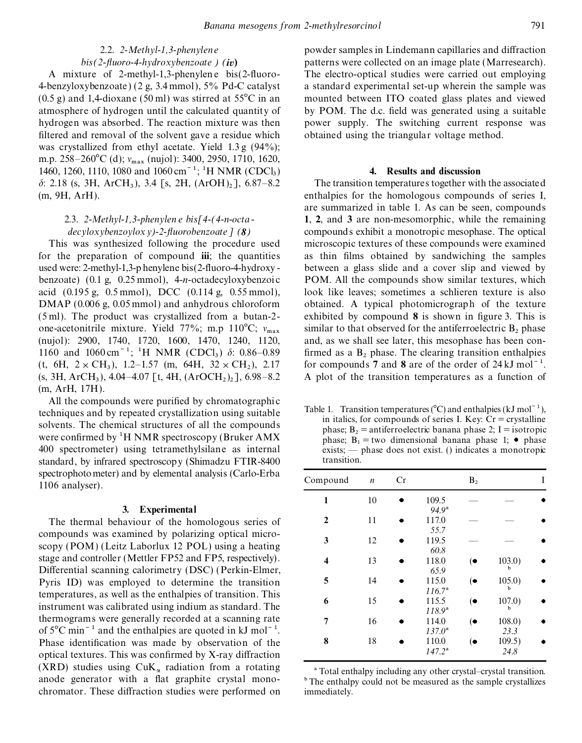### 2.2. *2-Methyl-1,3-phenylene bis(2-fluoro-4-hydroxybenzoate) (**iv**)*

A mixture of 2-methyl-1,3-phenylene bis(2-fluoro-4-benzyloxybenzoate) (2 g, 3.4 mmol), 5% Pd-C catalyst (0.5 g) and 1,4-dioxane (50 ml) was stirred at 55°C in an atmosphere of hydrogen until the calculated quantity of hydrogen was absorbed. The reaction mixture was then filtered and removal of the solvent gave a residue which was crystallized from ethyl acetate. Yield 1.3 g (94%); m.p. 258–260°C (d); $\nu_{max}$ (nujol): 3400, 2950, 1710, 1620, 1460, 1260, 1110, 1080 and 1060 cm$^{-1}$; $^1$H NMR (CDCl$_3$) $\delta$: 2.18 (s, 3H, ArCH$_3$), 3.4 [s, 2H, (ArOH)$_2$], 6.87–8.2 (m, 9H, ArH).

### 2.3. *2-Methyl-1,3-phenylene bis[4-(4-n-octadecyloxybenzoyloxy)-2-fluorobenzoate] (**8**)*

This was synthesized following the procedure used for the preparation of compound **iii**; the quantities used were: 2-methyl-1,3-phenylene bis(2-fluoro-4-hydroxybenzoate) (0.1 g, 0.25 mmol), 4-*n*-octadecyloxybenzoic acid (0.195 g, 0.5 mmol), DCC (0.114 g, 0.55 mmol), DMAP (0.006 g, 0.05 mmol) and anhydrous chloroform (5 ml). The product was crystallized from a butan-2-one-acetonitrile mixture. Yield 77%; m.p 110°C; $\nu_{max}$ (nujol): 2900, 1740, 1720, 1600, 1470, 1240, 1120, 1160 and 1060 cm$^{-1}$; $^1$H NMR (CDCl$_3$) $\delta$: 0.86–0.89 (t, 6H, $2 \times$ CH$_3$), 1.2–1.57 (m, 64H, $32 \times$ CH$_2$), 2.17 (s, 3H, ArCH$_3$), 4.04–4.07 [t, 4H, (ArOCH$_2$)$_2$], 6.98–8.2 (m, ArH, 17H).

All the compounds were purified by chromatographic techniques and by repeated crystallization using suitable solvents. The chemical structures of all the compounds were confirmed by $^1$H NMR spectroscopy (Bruker AMX 400 spectrometer) using tetramethylsilane as internal standard, by infrared spectroscopy (Shimadzu FTIR-8400 spectrophotometer) and by elemental analysis (Carlo-Erba 1106 analyser).

## 3. Experimental

The thermal behaviour of the homologous series of compounds was examined by polarizing optical microscopy (POM) (Leitz Laborlux 12 POL) using a heating stage and controller (Mettler FP52 and FP5, respectively). Differential scanning calorimetry (DSC) (Perkin-Elmer, Pyris ID) was employed to determine the transition temperatures, as well as the enthalpies of transition. This instrument was calibrated using indium as standard. The thermograms were generally recorded at a scanning rate of 5°C min$^{-1}$ and the enthalpies are quoted in kJ mol$^{-1}$. Phase identification was made by observation of the optical textures. This was confirmed by X-ray diffraction (XRD) studies using CuK$_\alpha$ radiation from a rotating anode generator with a flat graphite crystal monochromator. These diffraction studies were performed on powder samples in Lindemann capillaries and diffraction patterns were collected on an image plate (Marresearch). The electro-optical studies were carried out employing a standard experimental set-up wherein the sample was mounted between ITO coated glass plates and viewed by POM. The d.c. field was generated using a suitable power supply. The switching current response was obtained using the triangular voltage method.

## 4. Results and discussion

The transition temperatures together with the associated enthalpies for the homologous compounds of series I, are summarized in table 1. As can be seen, compounds **1**, **2**, and **3** are non-mesomorphic, while the remaining compounds exhibit a monotropic mesophase. The optical microscopic textures of these compounds were examined as thin films obtained by sandwiching the samples between a glass slide and a cover slip and viewed by POM. All the compounds show similar textures, which look like leaves; sometimes a schlieren texture is also obtained. A typical photomicrograph of the texture exhibited by compound **8** is shown in figure 3. This is similar to that observed for the antiferroelectric B$_2$ phase and, as we shall see later, this mesophase has been confirmed as a B$_2$ phase. The clearing transition enthalpies for compounds **7** and **8** are of the order of 24 kJ mol$^{-1}$. A plot of the transition temperatures as a function of

Table 1. Transition temperatures (°C) and enthalpies (kJ mol$^{-1}$), in italics, for compounds of series I. Key: Cr = crystalline phase; B$_2$ = antiferroelectric banana phase 2; I = isotropic phase; B$_1$ = two dimensional banana phase 1; • phase exists; — phase does not exist. () indicates a monotropic transition.

| Compound | *n* | Cr | | B$_2$ | | I |
|---|---|---|---|---|---|---|
| **1** | 10 | • | 109.5 *94.9*[a] | — | — | • |
| **2** | 11 | • | 117.0 *55.7* | — | — | • |
| **3** | 12 | • | 119.5 *60.8* | — | — | • |
| **4** | 13 | • | 118.0 *65.9* | (• | 103.0)[b] | • |
| **5** | 14 | • | 115.0 *116.7*[a] | (• | 105.0)[b] | • |
| **6** | 15 | • | 115.5 *118.9*[a] | (• | 107.0)[b] | • |
| **7** | 16 | • | 114.0 *137.0*[a] | (• | 108.0) *23.3* | • |
| **8** | 18 | • | 110.0 *147.2*[a] | (• | 109.5) *24.8* | • |

[a] Total enthalpy including any other crystal–crystal transition.
[b] The enthalpy could not be measured as the sample crystallizes immediately.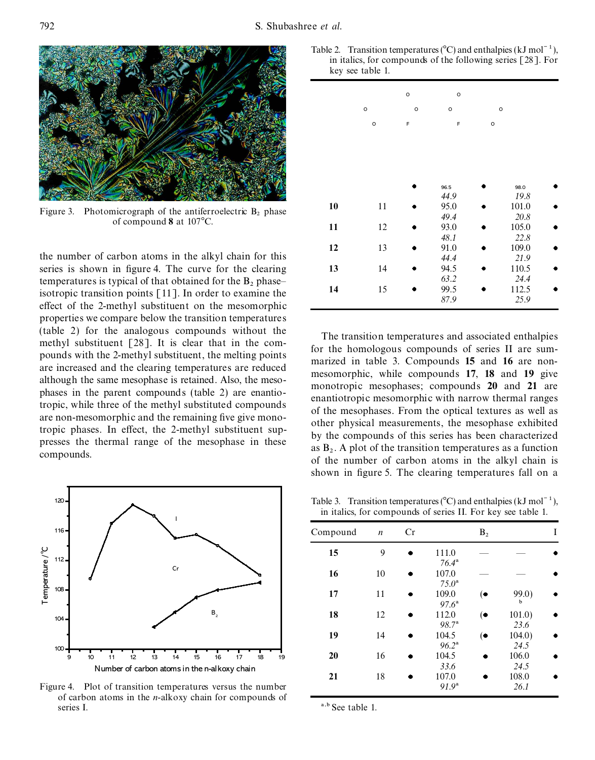Figure 3. Photomicrograph of the antiferroelectric $B_2$ phase of compound **8** at 107°C.

the number of carbon atoms in the alkyl chain for this series is shown in figure 4. The curve for the clearing temperatures is typical of that obtained for the $B_2$ phase–isotropic transition points [11]. In order to examine the effect of the 2-methyl substituent on the mesomorphic properties we compare below the transition temperatures (table 2) for the analogous compounds without the methyl substituent [28]. It is clear that in the compounds with the 2-methyl substituent, the melting points are increased and the clearing temperatures are reduced although the same mesophase is retained. Also, the mesophases in the parent compounds (table 2) are enantiotropic, while three of the methyl substituted compounds are non-mesomorphic and the remaining five give monotropic phases. In effect, the 2-methyl substituent suppresses the thermal range of the mesophase in these compounds.

Figure 4. Plot of transition temperatures versus the number of carbon atoms in the *n*-alkoxy chain for compounds of series I.

Table 2. Transition temperatures (°C) and enthalpies (kJ mol$^{-1}$), in italics, for compounds of the following series [28]. For key see table 1.

| Compound | *n* | Cr | | $B_2$ | | I |
|---|---|---|---|---|---|---|
| | | • | 96.5<br>*44.9* | • | 98.0<br>*19.8* | • |
| **10** | 11 | • | 95.0<br>*49.4* | • | 101.0<br>*20.8* | • |
| **11** | 12 | • | 93.0<br>*48.1* | • | 105.0<br>*22.8* | • |
| **12** | 13 | • | 91.0<br>*44.4* | • | 109.0<br>*21.9* | • |
| **13** | 14 | • | 94.5<br>*63.2* | • | 110.5<br>*24.4* | • |
| **14** | 15 | • | 99.5<br>*87.9* | • | 112.5<br>*25.9* | • |

The transition temperatures and associated enthalpies for the homologous compounds of series II are summarized in table 3. Compounds **15** and **16** are non-mesomorphic, while compounds **17**, **18** and **19** give monotropic mesophases; compounds **20** and **21** are enantiotropic mesomorphic with narrow thermal ranges of the mesophases. From the optical textures as well as other physical measurements, the mesophase exhibited by the compounds of this series has been characterized as $B_2$. A plot of the transition temperatures as a function of the number of carbon atoms in the alkyl chain is shown in figure 5. The clearing temperatures fall on a

Table 3. Transition temperatures (°C) and enthalpies (kJ mol$^{-1}$), in italics, for compounds of series II. For key see table 1.

| Compound | *n* | Cr | | $B_2$ | | I |
|---|---|---|---|---|---|---|
| **15** | 9 | • | 111.0<br>*76.4*[a] | — | — | • |
| **16** | 10 | • | 107.0<br>*75.0*[a] | — | — | • |
| **17** | 11 | • | 109.0<br>*97.6*[a] | (• | 99.0)<br>[b] | • |
| **18** | 12 | • | 112.0<br>*98.7*[a] | (• | 101.0)<br>*23.6* | • |
| **19** | 14 | • | 104.5<br>*96.2*[a] | (• | 104.0)<br>*24.5* | • |
| **20** | 16 | • | 104.5<br>*33.6* | • | 106.0<br>*24.5* | • |
| **21** | 18 | • | 107.0<br>*91.9*[a] | • | 108.0<br>*26.1* | • |

[a,b] See table 1.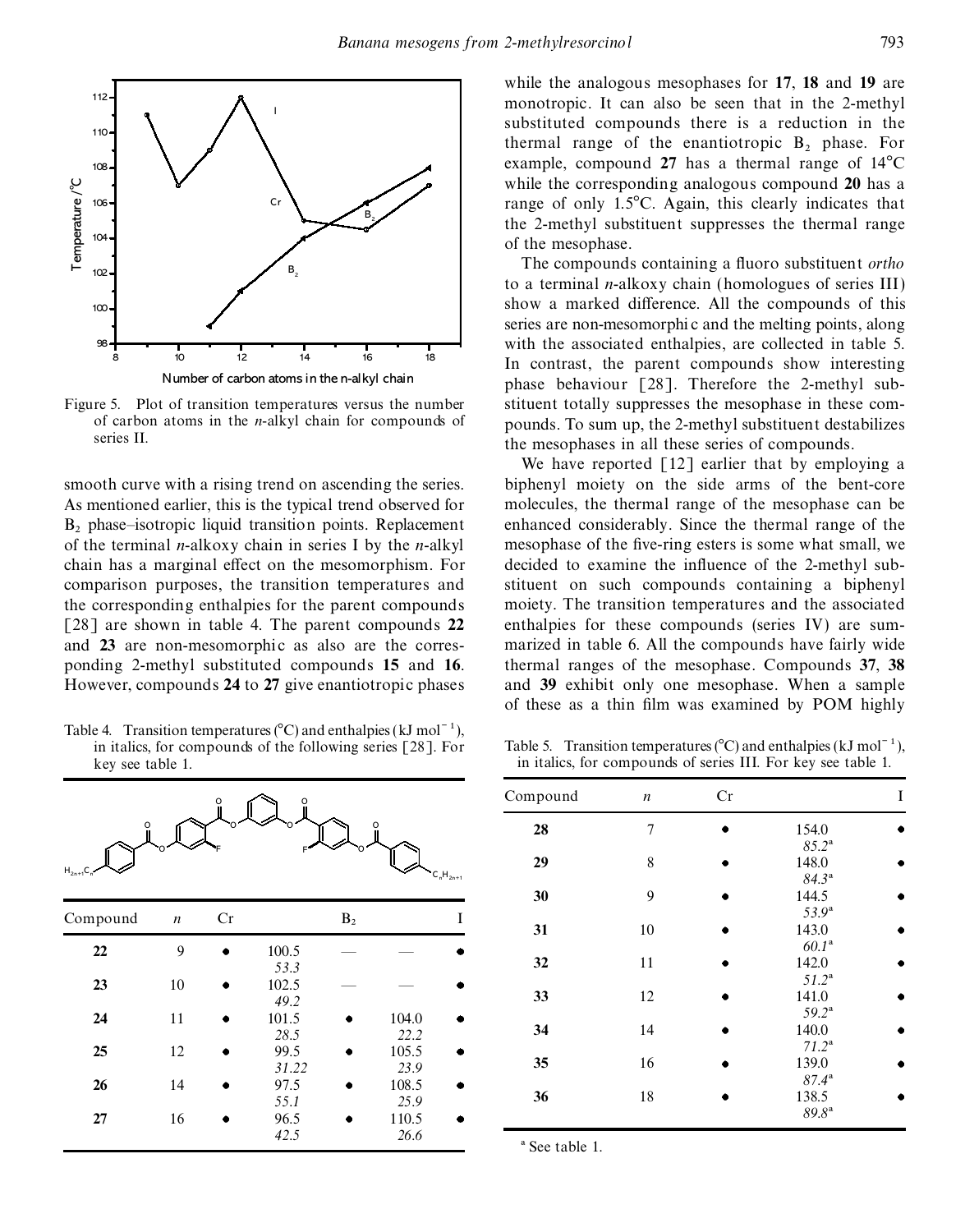Figure 5. Plot of transition temperatures versus the number of carbon atoms in the *n*-alkyl chain for compounds of series II.

smooth curve with a rising trend on ascending the series. As mentioned earlier, this is the typical trend observed for $B_2$ phase–isotropic liquid transition points. Replacement of the terminal *n*-alkoxy chain in series I by the *n*-alkyl chain has a marginal effect on the mesomorphism. For comparison purposes, the transition temperatures and the corresponding enthalpies for the parent compounds [28] are shown in table 4. The parent compounds **22** and **23** are non-mesomorphic as also are the corresponding 2-methyl substituted compounds **15** and **16**. However, compounds **24** to **27** give enantiotropic phases while the analogous mesophases for **17**, **18** and **19** are monotropic. It can also be seen that in the 2-methyl substituted compounds there is a reduction in the thermal range of the enantiotropic $B_2$ phase. For example, compound **27** has a thermal range of 14°C while the corresponding analogous compound **20** has a range of only 1.5°C. Again, this clearly indicates that the 2-methyl substituent suppresses the thermal range of the mesophase.

The compounds containing a fluoro substituent *ortho* to a terminal *n*-alkoxy chain (homologues of series III) show a marked difference. All the compounds of this series are non-mesomorphic and the melting points, along with the associated enthalpies, are collected in table 5. In contrast, the parent compounds show interesting phase behaviour [28]. Therefore the 2-methyl substituent totally suppresses the mesophase in these compounds. To sum up, the 2-methyl substituent destabilizes the mesophases in all these series of compounds.

We have reported [12] earlier that by employing a biphenyl moiety on the side arms of the bent-core molecules, the thermal range of the mesophase can be enhanced considerably. Since the thermal range of the mesophase of the five-ring esters is some what small, we decided to examine the influence of the 2-methyl substituent on such compounds containing a biphenyl moiety. The transition temperatures and the associated enthalpies for these compounds (series IV) are summarized in table 6. All the compounds have fairly wide thermal ranges of the mesophase. Compounds **37**, **38** and **39** exhibit only one mesophase. When a sample of these as a thin film was examined by POM highly

Table 4. Transition temperatures (°C) and enthalpies (kJ $mol^{-1}$), in italics, for compounds of the following series [28]. For key see table 1.

| Compound | *n* | Cr | | $B_2$ | | I |
|---|---|---|---|---|---|---|
| **22** | 9 | • | 100.5 *53.3* | — | — | • |
| **23** | 10 | • | 102.5 *49.2* | — | — | • |
| **24** | 11 | • | 101.5 *28.5* | • | 104.0 *22.2* | • |
| **25** | 12 | • | 99.5 *31.22* | • | 105.5 *23.9* | • |
| **26** | 14 | • | 97.5 *55.1* | • | 108.5 *25.9* | • |
| **27** | 16 | • | 96.5 *42.5* | • | 110.5 *26.6* | • |

Table 5. Transition temperatures (°C) and enthalpies (kJ $mol^{-1}$), in italics, for compounds of series III. For key see table 1.

| Compound | *n* | Cr | | I |
|---|---|---|---|---|
| **28** | 7 | • | 154.0 *85.2*[a] | • |
| **29** | 8 | • | 148.0 *84.3*[a] | • |
| **30** | 9 | • | 144.5 *53.9*[a] | • |
| **31** | 10 | • | 143.0 *60.1*[a] | • |
| **32** | 11 | • | 142.0 *51.2*[a] | • |
| **33** | 12 | • | 141.0 *59.2*[a] | • |
| **34** | 14 | • | 140.0 *71.2*[a] | • |
| **35** | 16 | • | 139.0 *87.4*[a] | • |
| **36** | 18 | • | 138.5 *89.8*[a] | • |

[a] See table 1.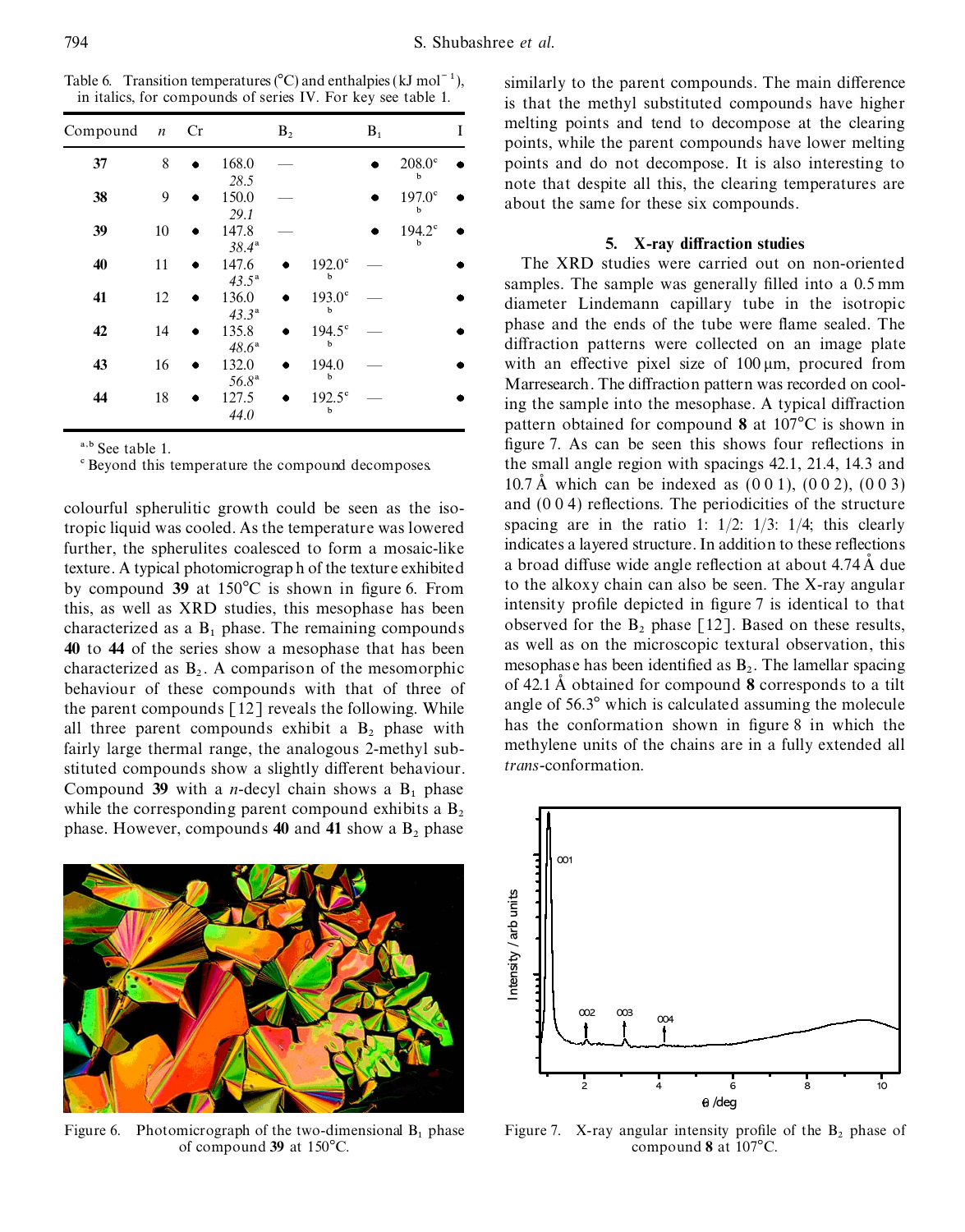Table 6. Transition temperatures (°C) and enthalpies (kJ mol$^{-1}$), in italics, for compounds of series IV. For key see table 1.

| Compound | $n$ | Cr | | $B_2$ | | $B_1$ | | I |
|---|---|---|---|---|---|---|---|---|
| **37** | 8 | • | 168.0 *28.5* | — | | • | 208.0[c] [b] | • |
| **38** | 9 | • | 150.0 *29.1* | — | | • | 197.0[c] [b] | • |
| **39** | 10 | • | 147.8 *38.4*[a] | — | | • | 194.2[c] [b] | • |
| **40** | 11 | • | 147.6 *43.5*[a] | • | 192.0[c] [b] | — | | • |
| **41** | 12 | • | 136.0 *43.3*[a] | • | 193.0[c] [b] | — | | • |
| **42** | 14 | • | 135.8 *48.6*[a] | • | 194.5[c] [b] | — | | • |
| **43** | 16 | • | 132.0 *56.8*[a] | • | 194.0 [b] | — | | • |
| **44** | 18 | • | 127.5 *44.0* | • | 192.5[c] [b] | — | | • |

[a,b] See table 1.
[c] Beyond this temperature the compound decomposes.

colourful spherulitic growth could be seen as the isotropic liquid was cooled. As the temperature was lowered further, the spherulites coalesced to form a mosaic-like texture. A typical photomicrograph of the texture exhibited by compound **39** at 150°C is shown in figure 6. From this, as well as XRD studies, this mesophase has been characterized as a $B_1$ phase. The remaining compounds **40** to **44** of the series show a mesophase that has been characterized as $B_2$. A comparison of the mesomorphic behaviour of these compounds with that of three of the parent compounds [12] reveals the following. While all three parent compounds exhibit a $B_2$ phase with fairly large thermal range, the analogous 2-methyl substituted compounds show a slightly different behaviour. Compound **39** with a *n*-decyl chain shows a $B_1$ phase while the corresponding parent compound exhibits a $B_2$ phase. However, compounds **40** and **41** show a $B_2$ phase similarly to the parent compounds. The main difference is that the methyl substituted compounds have higher melting points and tend to decompose at the clearing points, while the parent compounds have lower melting points and do not decompose. It is also interesting to note that despite all this, the clearing temperatures are about the same for these six compounds.

Figure 6. Photomicrograph of the two-dimensional $B_1$ phase of compound **39** at 150°C.

## 5. X-ray diffraction studies

The XRD studies were carried out on non-oriented samples. The sample was generally filled into a 0.5 mm diameter Lindemann capillary tube in the isotropic phase and the ends of the tube were flame sealed. The diffraction patterns were collected on an image plate with an effective pixel size of 100 μm, procured from Marresearch. The diffraction pattern was recorded on cooling the sample into the mesophase. A typical diffraction pattern obtained for compound **8** at 107°C is shown in figure 7. As can be seen this shows four reflections in the small angle region with spacings 42.1, 21.4, 14.3 and 10.7 Å which can be indexed as (0 0 1), (0 0 2), (0 0 3) and (0 0 4) reflections. The periodicities of the structure spacing are in the ratio 1: 1/2: 1/3: 1/4; this clearly indicates a layered structure. In addition to these reflections a broad diffuse wide angle reflection at about 4.74 Å due to the alkoxy chain can also be seen. The X-ray angular intensity profile depicted in figure 7 is identical to that observed for the $B_2$ phase [12]. Based on these results, as well as on the microscopic textural observation, this mesophase has been identified as $B_2$. The lamellar spacing of 42.1 Å obtained for compound **8** corresponds to a tilt angle of 56.3° which is calculated assuming the molecule has the conformation shown in figure 8 in which the methylene units of the chains are in a fully extended all *trans*-conformation.

Figure 7. X-ray angular intensity profile of the $B_2$ phase of compound **8** at 107°C.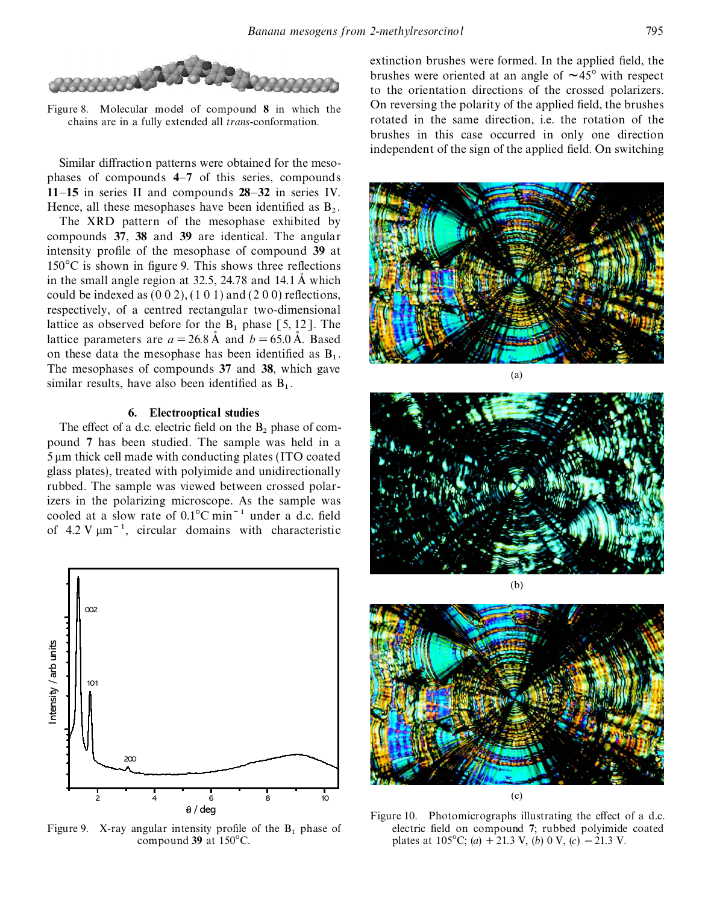Figure 8. Molecular model of compound **8** in which the chains are in a fully extended all *trans*-conformation.

Similar diffraction patterns were obtained for the mesophases of compounds **4**–**7** of this series, compounds **11**–**15** in series II and compounds **28**–**32** in series IV. Hence, all these mesophases have been identified as $B_2$.

The XRD pattern of the mesophase exhibited by compounds **37**, **38** and **39** are identical. The angular intensity profile of the mesophase of compound **39** at 150°C is shown in figure 9. This shows three reflections in the small angle region at 32.5, 24.78 and 14.1 Å which could be indexed as (0 0 2), (1 0 1) and (2 0 0) reflections, respectively, of a centred rectangular two-dimensional lattice as observed before for the $B_1$ phase [5, 12]. The lattice parameters are $a = 26.8$ Å and $b = 65.0$ Å. Based on these data the mesophase has been identified as $B_1$. The mesophases of compounds **37** and **38**, which gave similar results, have also been identified as $B_1$.

## 6. Electrooptical studies

The effect of a d.c. electric field on the $B_2$ phase of compound **7** has been studied. The sample was held in a 5 μm thick cell made with conducting plates (ITO coated glass plates), treated with polyimide and unidirectionally rubbed. The sample was viewed between crossed polarizers in the polarizing microscope. As the sample was cooled at a slow rate of 0.1°C min$^{-1}$ under a d.c. field of 4.2 V μm$^{-1}$, circular domains with characteristic extinction brushes were formed. In the applied field, the brushes were oriented at an angle of ~45° with respect to the orientation directions of the crossed polarizers. On reversing the polarity of the applied field, the brushes rotated in the same direction, i.e. the rotation of the brushes in this case occurred in only one direction independent of the sign of the applied field. On switching

Figure 9. X-ray angular intensity profile of the $B_1$ phase of compound **39** at 150°C.

Figure 10. Photomicrographs illustrating the effect of a d.c. electric field on compound **7**; rubbed polyimide coated plates at 105°C; (*a*) +21.3 V, (*b*) 0 V, (*c*) −21.3 V.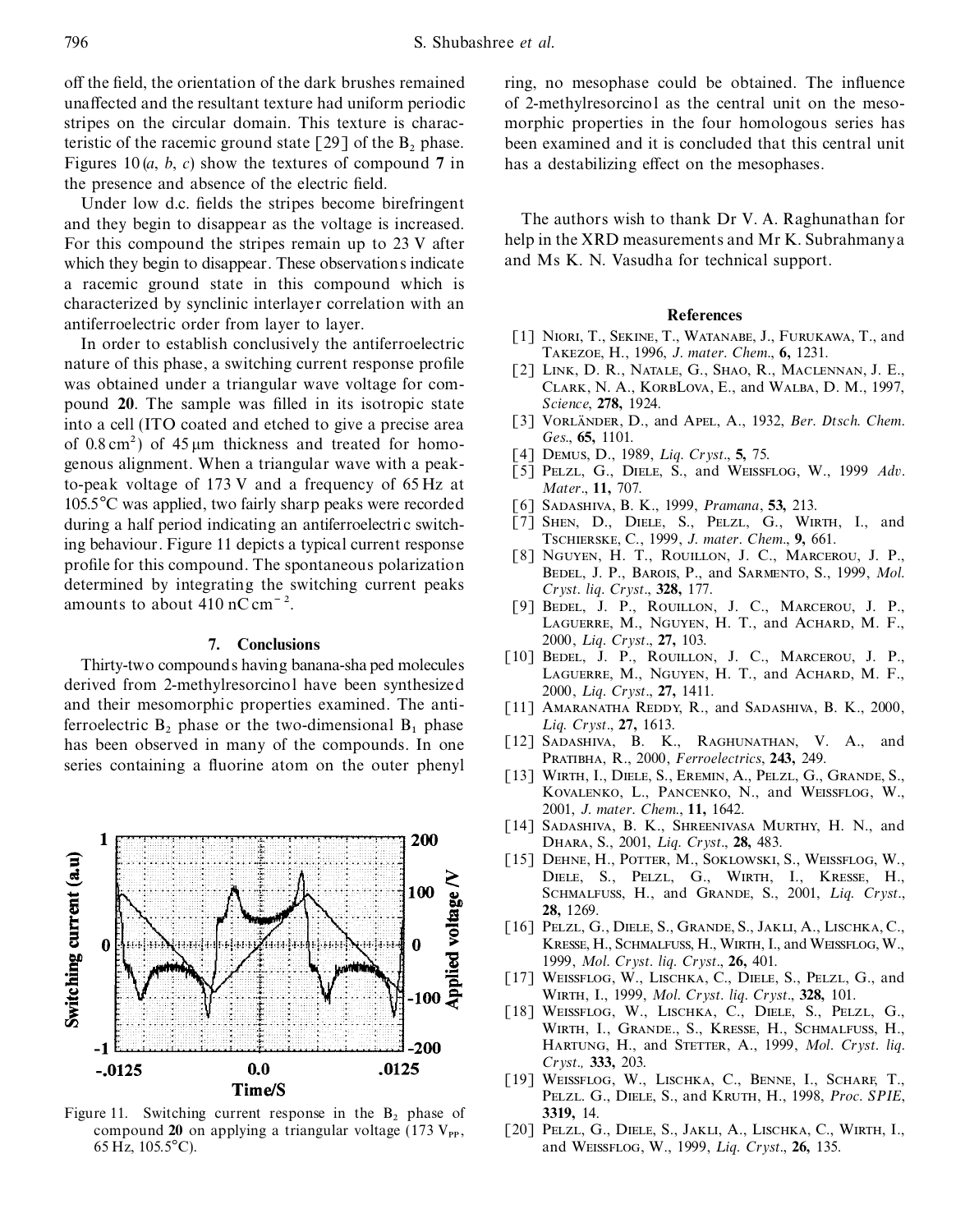off the field, the orientation of the dark brushes remained unaffected and the resultant texture had uniform periodic stripes on the circular domain. This texture is characteristic of the racemic ground state [29] of the $B_2$ phase. Figures 10 (*a*, *b*, *c*) show the textures of compound **7** in the presence and absence of the electric field.

Under low d.c. fields the stripes become birefringent and they begin to disappear as the voltage is increased. For this compound the stripes remain up to 23 V after which they begin to disappear. These observations indicate a racemic ground state in this compound which is characterized by synclinic interlayer correlation with an antiferroelectric order from layer to layer.

In order to establish conclusively the antiferroelectric nature of this phase, a switching current response profile was obtained under a triangular wave voltage for compound **20**. The sample was filled in its isotropic state into a cell (ITO coated and etched to give a precise area of $0.8\,\mathrm{cm}^2$) of $45\,\mu\mathrm{m}$ thickness and treated for homogenous alignment. When a triangular wave with a peak-to-peak voltage of 173 V and a frequency of 65 Hz at 105.5°C was applied, two fairly sharp peaks were recorded during a half period indicating an antiferroelectric switching behaviour. Figure 11 depicts a typical current response profile for this compound. The spontaneous polarization determined by integrating the switching current peaks amounts to about $410\,\mathrm{nC\,cm^{-2}}$.

## 7. Conclusions

Thirty-two compounds having banana-shaped molecules derived from 2-methylresorcinol have been synthesized and their mesomorphic properties examined. The antiferroelectric $B_2$ phase or the two-dimensional $B_1$ phase has been observed in many of the compounds. In one series containing a fluorine atom on the outer phenyl ring, no mesophase could be obtained. The influence of 2-methylresorcinol as the central unit on the mesomorphic properties in the four homologous series has been examined and it is concluded that this central unit has a destabilizing effect on the mesophases.

Figure 11. Switching current response in the $B_2$ phase of compound **20** on applying a triangular voltage (173 $V_{PP}$, 65 Hz, 105.5°C).

The authors wish to thank Dr V. A. Raghunathan for help in the XRD measurements and Mr K. Subrahmanya and Ms K. N. Vasudha for technical support.

## References

[1] Niori, T., Sekine, T., Watanabe, J., Furukawa, T., and Takezoe, H., 1996, *J. mater. Chem.*, **6,** 1231.

[2] Link, D. R., Natale, G., Shao, R., Maclennan, J. E., Clark, N. A., Korblova, E., and Walba, D. M., 1997, *Science*, **278,** 1924.

[3] Vorländer, D., and Apel, A., 1932, *Ber. Dtsch. Chem. Ges.*, **65,** 1101.

[4] Demus, D., 1989, *Liq. Cryst.*, **5,** 75.

[5] Pelzl, G., Diele, S., and Weissflog, W., 1999 *Adv. Mater.*, **11,** 707.

[6] Sadashiva, B. K., 1999, *Pramana*, **53,** 213.

[7] Shen, D., Diele, S., Pelzl, G., Wirth, I., and Tschierske, C., 1999, *J. mater. Chem.*, **9,** 661.

[8] Nguyen, H. T., Rouillon, J. C., Marcerou, J. P., Bedel, J. P., Barois, P., and Sarmento, S., 1999, *Mol. Cryst. liq. Cryst.*, **328,** 177.

[9] Bedel, J. P., Rouillon, J. C., Marcerou, J. P., Laguerre, M., Nguyen, H. T., and Achard, M. F., 2000, *Liq. Cryst.*, **27,** 103.

[10] Bedel, J. P., Rouillon, J. C., Marcerou, J. P., Laguerre, M., Nguyen, H. T., and Achard, M. F., 2000, *Liq. Cryst.*, **27,** 1411.

[11] Amaranatha Reddy, R., and Sadashiva, B. K., 2000, *Liq. Cryst.*, **27,** 1613.

[12] Sadashiva, B. K., Raghunathan, V. A., and Pratibha, R., 2000, *Ferroelectrics*, **243,** 249.

[13] Wirth, I., Diele, S., Eremin, A., Pelzl, G., Grande, S., Kovalenko, L., Pancenko, N., and Weissflog, W., 2001, *J. mater. Chem.*, **11,** 1642.

[14] Sadashiva, B. K., Shreenivasa Murthy, H. N., and Dhara, S., 2001, *Liq. Cryst.*, **28,** 483.

[15] Dehne, H., Potter, M., Soklowski, S., Weissflog, W., Diele, S., Pelzl, G., Wirth, I., Kresse, H., Schmalfuss, H., and Grande, S., 2001, *Liq. Cryst.*, **28,** 1269.

[16] Pelzl, G., Diele, S., Grande, S., Jakli, A., Lischka, C., Kresse, H., Schmalfuss, H., Wirth, I., and Weissflog, W., 1999, *Mol. Cryst. liq. Cryst.*, **26,** 401.

[17] Weissflog, W., Lischka, C., Diele, S., Pelzl, G., and Wirth, I., 1999, *Mol. Cryst. liq. Cryst.*, **328,** 101.

[18] Weissflog, W., Lischka, C., Diele, S., Pelzl, G., Wirth, I., Grande., S., Kresse, H., Schmalfuss, H., Hartung, H., and Stetter, A., 1999, *Mol. Cryst. liq. Cryst.,* **333,** 203.

[19] Weissflog, W., Lischka, C., Benne, I., Scharf, T., Pelzl. G., Diele, S., and Kruth, H., 1998, *Proc. SPIE*, **3319,** 14.

[20] Pelzl, G., Diele, S., Jakli, A., Lischka, C., Wirth, I., and Weissflog, W., 1999, *Liq. Cryst.*, **26,** 135.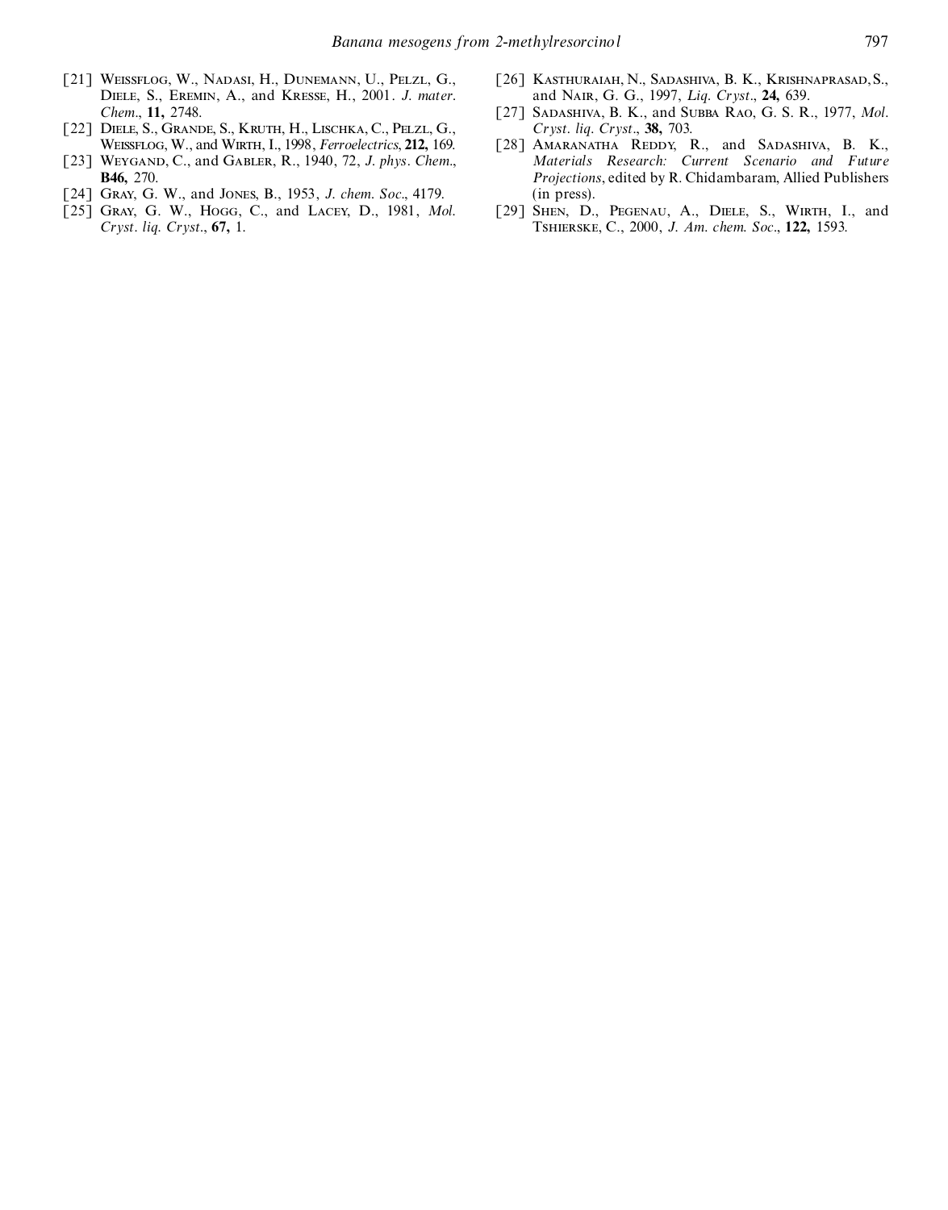[21] Weissflog, W., Nadasi, H., Dunemann, U., Pelzl, G., Diele, S., Eremin, A., and Kresse, H., 2001. *J. mater. Chem*., **11,** 2748.

[22] Diele, S., Grande, S., Kruth, H., Lischka, C., Pelzl, G., Weissflog, W., and Wirth, I., 1998, *Ferroelectrics*, **212,** 169.

[23] Weygand, C., and Gabler, R., 1940, 72, *J. phys. Chem*., **B46,** 270.

[24] Gray, G. W., and Jones, B., 1953, *J. chem. Soc*., 4179.

[25] Gray, G. W., Hogg, C., and Lacey, D., 1981, *Mol. Cryst. liq. Cryst*., **67,** 1.

[26] Kasthuraiah, N., Sadashiva, B. K., Krishnaprasad, S., and Nair, G. G., 1997, *Liq. Cryst*., **24,** 639.

[27] Sadashiva, B. K., and Subba Rao, G. S. R., 1977, *Mol. Cryst. liq. Cryst*., **38,** 703.

[28] Amaranatha Reddy, R., and Sadashiva, B. K., *Materials Research: Current Scenario and Future Projections*, edited by R. Chidambaram, Allied Publishers (in press).

[29] Shen, D., Pegenau, A., Diele, S., Wirth, I., and Tshierske, C., 2000, *J. Am. chem. Soc*., **122,** 1593.